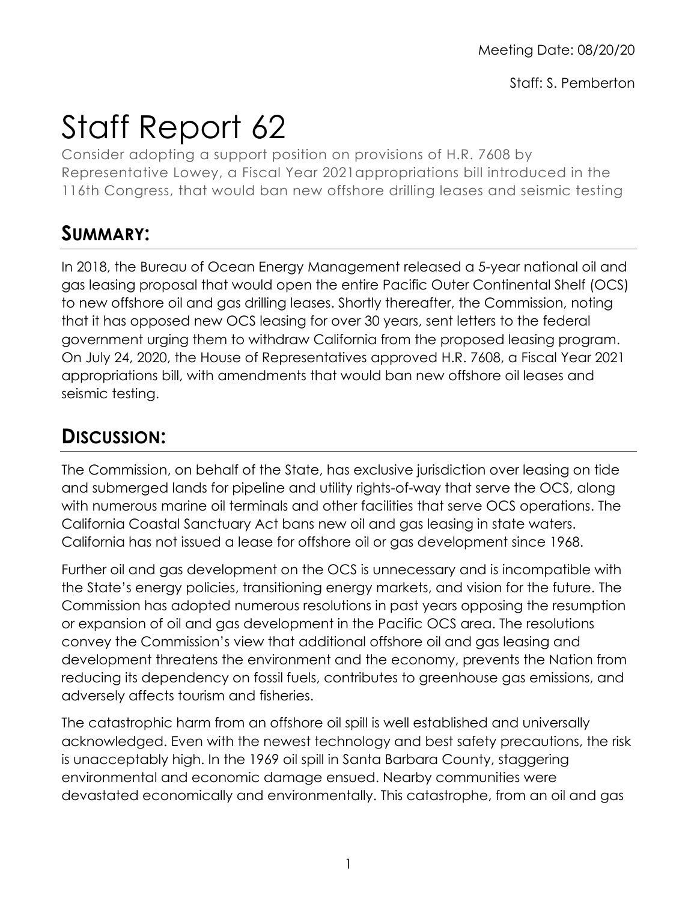Meeting Date: 08/20/20

Staff: S. Pemberton

# Staff Report 62

Consider adopting a support position on provisions of H.R. 7608 by Representative Lowey, a Fiscal Year 2021appropriations bill introduced in the 116th Congress, that would ban new offshore drilling leases and seismic testing

## SUMMARY:

In 2018, the Bureau of Ocean Energy Management released a 5-year national oil and gas leasing proposal that would open the entire Pacific Outer Continental Shelf (OCS) to new offshore oil and gas drilling leases. Shortly thereafter, the Commission, noting that it has opposed new OCS leasing for over 30 years, sent letters to the federal government urging them to withdraw California from the proposed leasing program. On July 24, 2020, the House of Representatives approved H.R. 7608, a Fiscal Year 2021 appropriations bill, with amendments that would ban new offshore oil leases and seismic testing.

## DISCUSSION:

The Commission, on behalf of the State, has exclusive jurisdiction over leasing on tide and submerged lands for pipeline and utility rights-of-way that serve the OCS, along with numerous marine oil terminals and other facilities that serve OCS operations. The California Coastal Sanctuary Act bans new oil and gas leasing in state waters. California has not issued a lease for offshore oil or gas development since 1968.

Further oil and gas development on the OCS is unnecessary and is incompatible with the State's energy policies, transitioning energy markets, and vision for the future. The Commission has adopted numerous resolutions in past years opposing the resumption or expansion of oil and gas development in the Pacific OCS area. The resolutions convey the Commission's view that additional offshore oil and gas leasing and development threatens the environment and the economy, prevents the Nation from reducing its dependency on fossil fuels, contributes to greenhouse gas emissions, and adversely affects tourism and fisheries.

The catastrophic harm from an offshore oil spill is well established and universally acknowledged. Even with the newest technology and best safety precautions, the risk is unacceptably high. In the 1969 oil spill in Santa Barbara County, staggering environmental and economic damage ensued. Nearby communities were devastated economically and environmentally. This catastrophe, from an oil and gas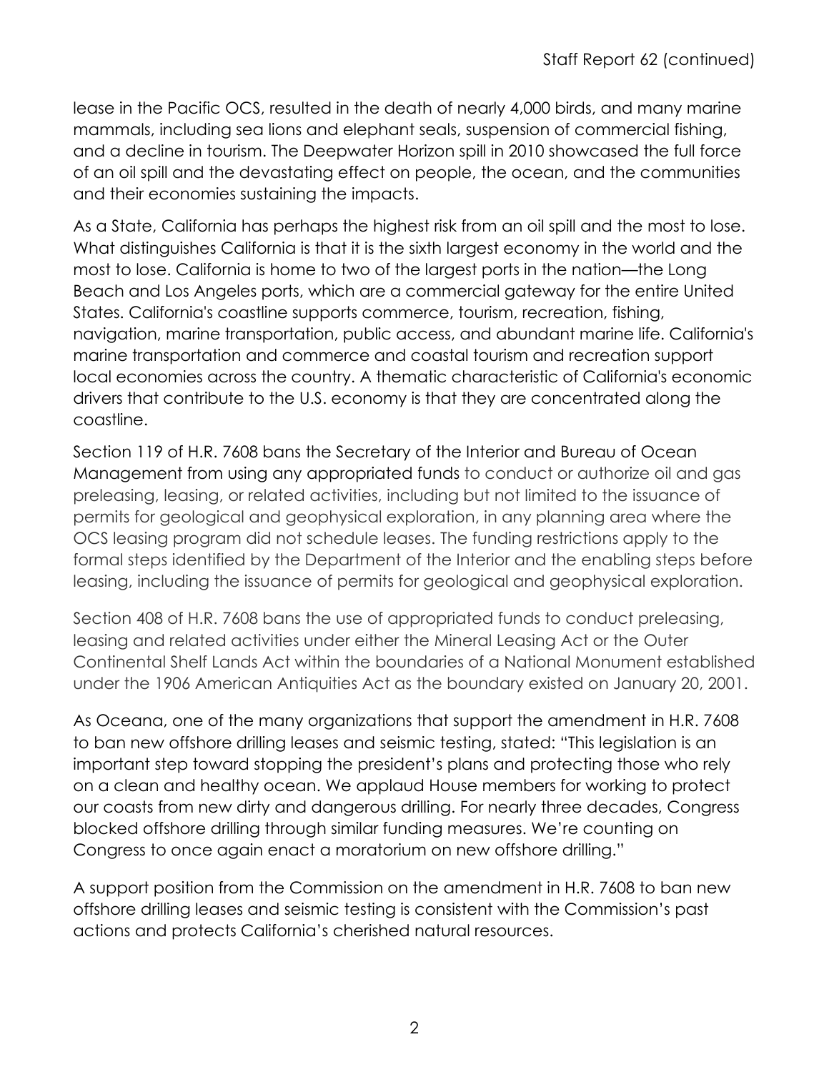lease in the Pacific OCS, resulted in the death of nearly 4,000 birds, and many marine mammals, including sea lions and elephant seals, suspension of commercial fishing, and a decline in tourism. The Deepwater Horizon spill in 2010 showcased the full force of an oil spill and the devastating effect on people, the ocean, and the communities and their economies sustaining the impacts.

As a State, California has perhaps the highest risk from an oil spill and the most to lose. What distinguishes California is that it is the sixth largest economy in the world and the most to lose. California is home to two of the largest ports in the nation—the Long Beach and Los Angeles ports, which are a commercial gateway for the entire United States. California's coastline supports commerce, tourism, recreation, fishing, navigation, marine transportation, public access, and abundant marine life. California's marine transportation and commerce and coastal tourism and recreation support local economies across the country. A thematic characteristic of California's economic drivers that contribute to the U.S. economy is that they are concentrated along the coastline.

Section 119 of H.R. 7608 bans the Secretary of the Interior and Bureau of Ocean Management from using any appropriated funds to conduct or authorize oil and gas preleasing, leasing, or related activities, including but not limited to the issuance of permits for geological and geophysical exploration, in any planning area where the OCS leasing program did not schedule leases. The funding restrictions apply to the formal steps identified by the Department of the Interior and the enabling steps before leasing, including the issuance of permits for geological and geophysical exploration.

Section 408 of H.R. 7608 bans the use of appropriated funds to conduct preleasing, leasing and related activities under either the Mineral Leasing Act or the Outer Continental Shelf Lands Act within the boundaries of a National Monument established under the 1906 American Antiquities Act as the boundary existed on January 20, 2001.

As Oceana, one of the many organizations that support the amendment in H.R. 7608 to ban new offshore drilling leases and seismic testing, stated: "This legislation is an important step toward stopping the president's plans and protecting those who rely on a clean and healthy ocean. We applaud House members for working to protect our coasts from new dirty and dangerous drilling. For nearly three decades, Congress blocked offshore drilling through similar funding measures. We're counting on Congress to once again enact a moratorium on new offshore drilling."

A support position from the Commission on the amendment in H.R. 7608 to ban new offshore drilling leases and seismic testing is consistent with the Commission's past actions and protects California's cherished natural resources.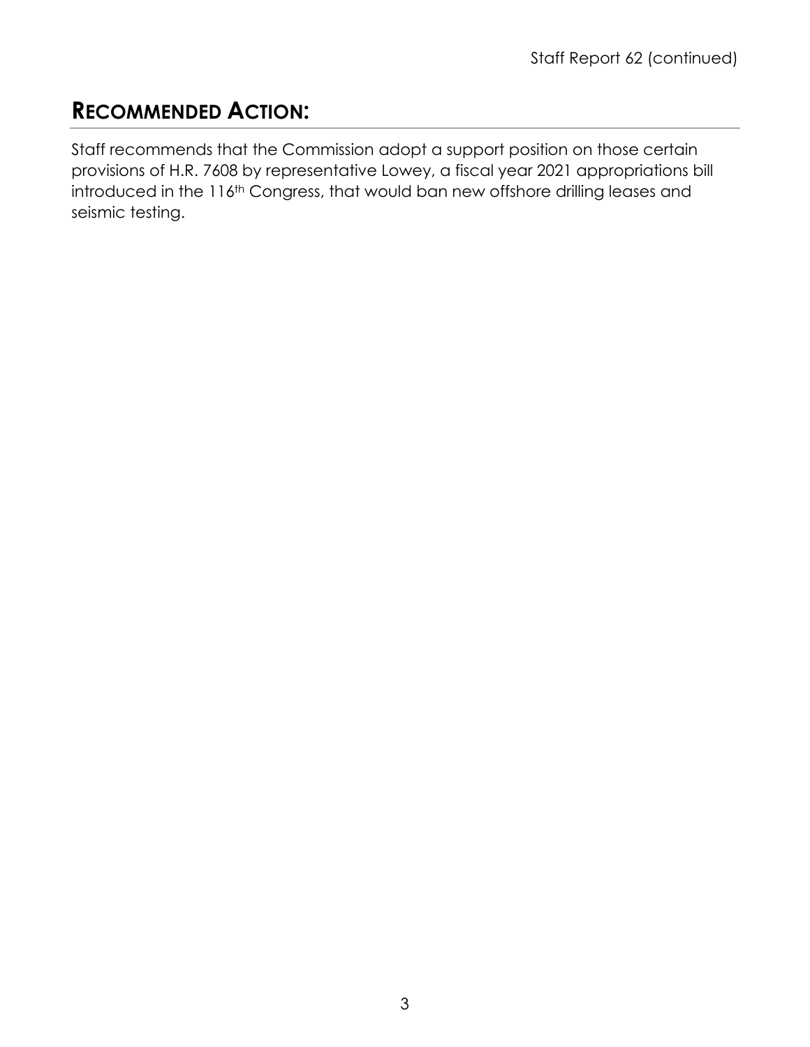## RECOMMENDED ACTION:

Staff recommends that the Commission adopt a support position on those certain provisions of H.R. 7608 by representative Lowey, a fiscal year 2021 appropriations bill introduced in the 116th Congress, that would ban new offshore drilling leases and seismic testing.